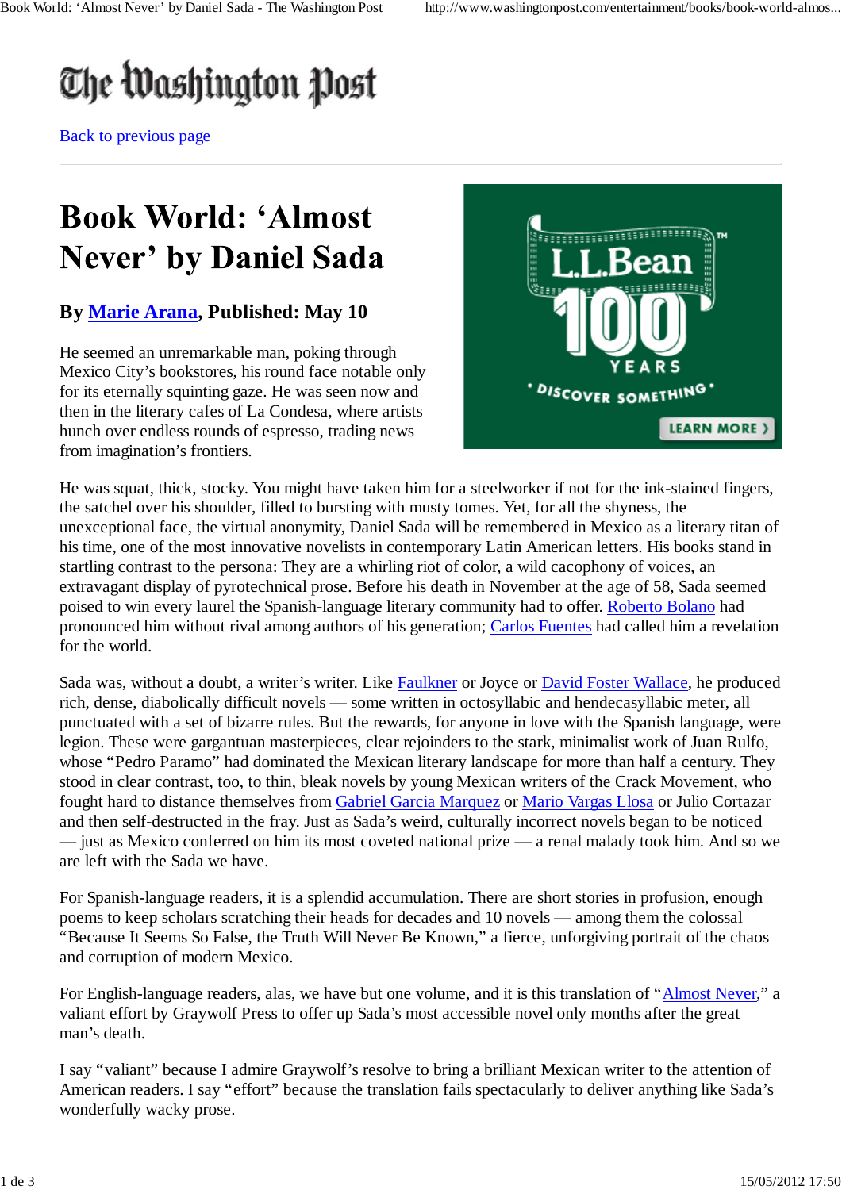# The Washington Post

Back to previous page

---

## Book World: 'Almost Never' by Daniel Sada

**By Marie Arana, Published: May 10**

He seemed an unremarkable man, poking through Mexico City's bookstores, his round face notable only for its eternally squinting gaze. He was seen now and then in the literary cafes of La Condesa, where artists hunch over endless rounds of espresso, trading news from imagination's frontiers.

He was squat, thick, stocky. You might have taken him for a steelworker if not for the ink-stained fingers, the satchel over his shoulder, filled to bursting with musty tomes. Yet, for all the shyness, the unexceptional face, the virtual anonymity, Daniel Sada will be remembered in Mexico as a literary titan of his time, one of the most innovative novelists in contemporary Latin American letters. His books stand in startling contrast to the persona: They are a whirling riot of color, a wild cacophony of voices, an extravagant display of pyrotechnical prose. Before his death in November at the age of 58, Sada seemed poised to win every laurel the Spanish-language literary community had to offer. Roberto Bolano had pronounced him without rival among authors of his generation; Carlos Fuentes had called him a revelation for the world.

Sada was, without a doubt, a writer's writer. Like Faulkner or Joyce or David Foster Wallace, he produced rich, dense, diabolically difficult novels — some written in octosyllabic and hendecasyllabic meter, all punctuated with a set of bizarre rules. But the rewards, for anyone in love with the Spanish language, were legion. These were gargantuan masterpieces, clear rejoinders to the stark, minimalist work of Juan Rulfo, whose "Pedro Paramo" had dominated the Mexican literary landscape for more than half a century. They stood in clear contrast, too, to thin, bleak novels by young Mexican writers of the Crack Movement, who fought hard to distance themselves from Gabriel Garcia Marquez or Mario Vargas Llosa or Julio Cortazar and then self-destructed in the fray. Just as Sada's weird, culturally incorrect novels began to be noticed — just as Mexico conferred on him its most coveted national prize — a renal malady took him. And so we are left with the Sada we have.

For Spanish-language readers, it is a splendid accumulation. There are short stories in profusion, enough poems to keep scholars scratching their heads for decades and 10 novels — among them the colossal "Because It Seems So False, the Truth Will Never Be Known," a fierce, unforgiving portrait of the chaos and corruption of modern Mexico.

For English-language readers, alas, we have but one volume, and it is this translation of "Almost Never," a valiant effort by Graywolf Press to offer up Sada's most accessible novel only months after the great man's death.

I say "valiant" because I admire Graywolf's resolve to bring a brilliant Mexican writer to the attention of American readers. I say "effort" because the translation fails spectacularly to deliver anything like Sada's wonderfully wacky prose.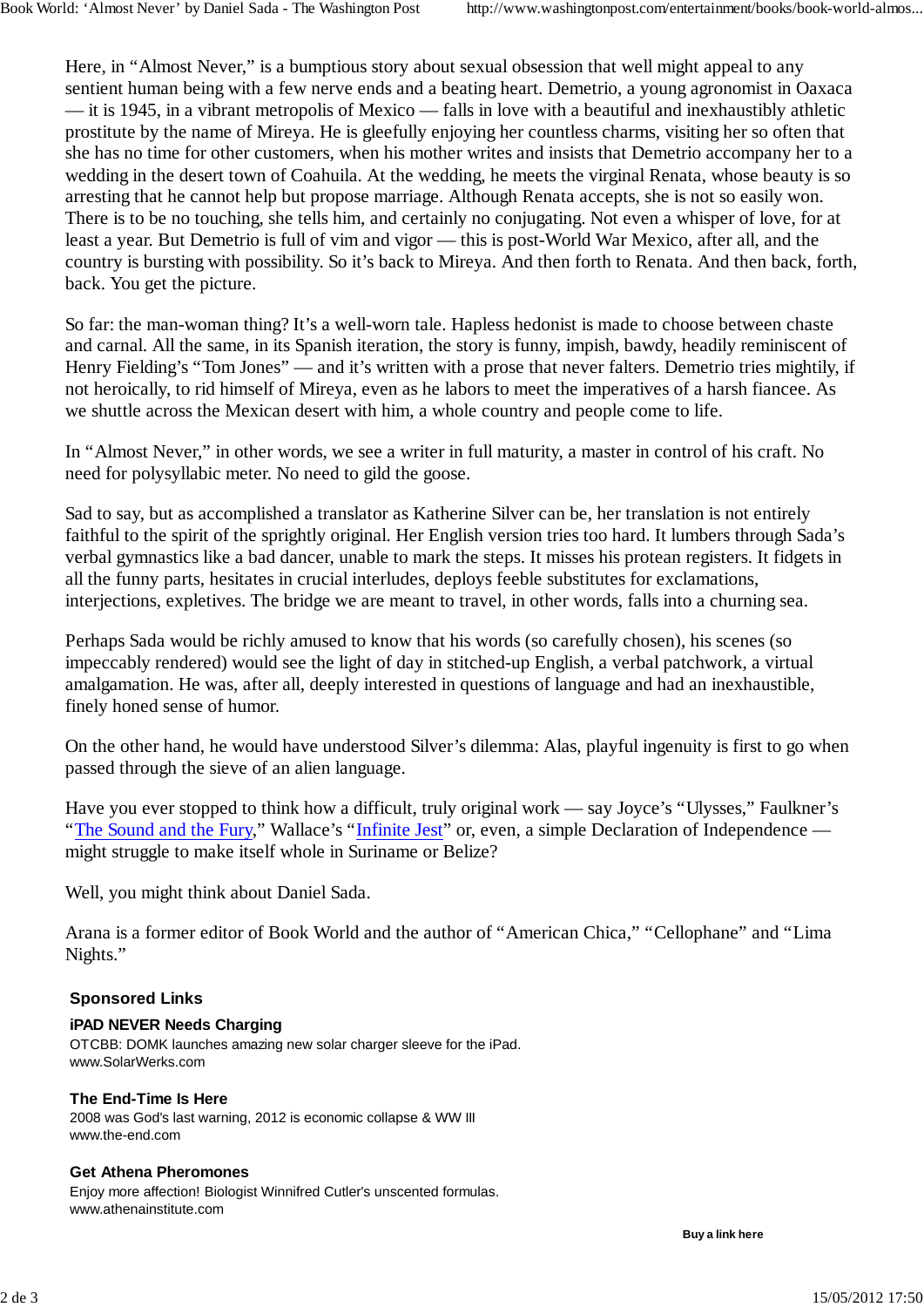Here, in "Almost Never," is a bumptious story about sexual obsession that well might appeal to any sentient human being with a few nerve ends and a beating heart. Demetrio, a young agronomist in Oaxaca — it is 1945, in a vibrant metropolis of Mexico — falls in love with a beautiful and inexhaustibly athletic prostitute by the name of Mireya. He is gleefully enjoying her countless charms, visiting her so often that she has no time for other customers, when his mother writes and insists that Demetrio accompany her to a wedding in the desert town of Coahuila. At the wedding, he meets the virginal Renata, whose beauty is so arresting that he cannot help but propose marriage. Although Renata accepts, she is not so easily won. There is to be no touching, she tells him, and certainly no conjugating. Not even a whisper of love, for at least a year. But Demetrio is full of vim and vigor — this is post-World War Mexico, after all, and the country is bursting with possibility. So it's back to Mireya. And then forth to Renata. And then back, forth, back. You get the picture.

So far: the man-woman thing? It's a well-worn tale. Hapless hedonist is made to choose between chaste and carnal. All the same, in its Spanish iteration, the story is funny, impish, bawdy, headily reminiscent of Henry Fielding's "Tom Jones" — and it's written with a prose that never falters. Demetrio tries mightily, if not heroically, to rid himself of Mireya, even as he labors to meet the imperatives of a harsh fiancee. As we shuttle across the Mexican desert with him, a whole country and people come to life.

In "Almost Never," in other words, we see a writer in full maturity, a master in control of his craft. No need for polysyllabic meter. No need to gild the goose.

Sad to say, but as accomplished a translator as Katherine Silver can be, her translation is not entirely faithful to the spirit of the sprightly original. Her English version tries too hard. It lumbers through Sada's verbal gymnastics like a bad dancer, unable to mark the steps. It misses his protean registers. It fidgets in all the funny parts, hesitates in crucial interludes, deploys feeble substitutes for exclamations, interjections, expletives. The bridge we are meant to travel, in other words, falls into a churning sea.

Perhaps Sada would be richly amused to know that his words (so carefully chosen), his scenes (so impeccably rendered) would see the light of day in stitched-up English, a verbal patchwork, a virtual amalgamation. He was, after all, deeply interested in questions of language and had an inexhaustible, finely honed sense of humor.

On the other hand, he would have understood Silver's dilemma: Alas, playful ingenuity is first to go when passed through the sieve of an alien language.

Have you ever stopped to think how a difficult, truly original work — say Joyce's "Ulysses," Faulkner's "The Sound and the Fury," Wallace's "Infinite Jest" or, even, a simple Declaration of Independence — might struggle to make itself whole in Suriname or Belize?

Well, you might think about Daniel Sada.

Arana is a former editor of Book World and the author of "American Chica," "Cellophane" and "Lima Nights."

**Sponsored Links**

**iPAD NEVER Needs Charging**
OTCBB: DOMK launches amazing new solar charger sleeve for the iPad.
www.SolarWerks.com

**The End-Time Is Here**
2008 was God's last warning, 2012 is economic collapse & WW III
www.the-end.com

**Get Athena Pheromones**
Enjoy more affection! Biologist Winnifred Cutler's unscented formulas.
www.athenainstitute.com

**Buy a link here**